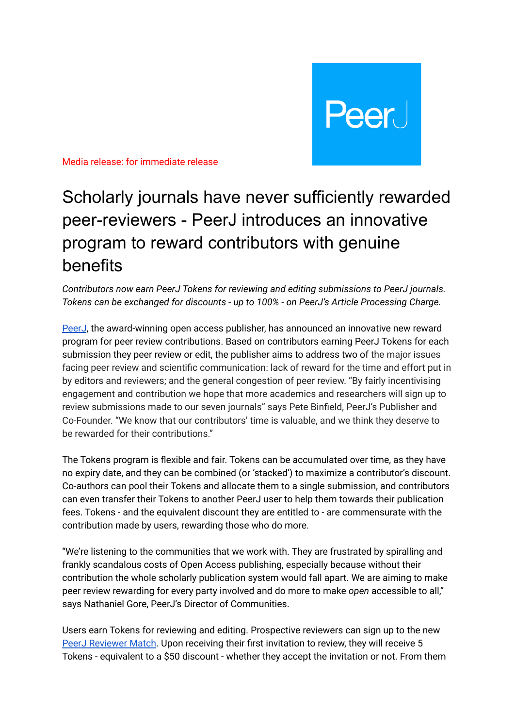Media release: for immediate release

# Scholarly journals have never sufficiently rewarded peer-reviewers - PeerJ introduces an innovative program to reward contributors with genuine benefits

*Contributors now earn PeerJ Tokens for reviewing and editing submissions to PeerJ journals. Tokens can be exchanged for discounts - up to 100% - on PeerJ's Article Processing Charge.*

[PeerJ](), the award-winning open access publisher, has announced an innovative new reward program for peer review contributions. Based on contributors earning PeerJ Tokens for each submission they peer review or edit, the publisher aims to address two of the major issues facing peer review and scientific communication: lack of reward for the time and effort put in by editors and reviewers; and the general congestion of peer review. "By fairly incentivising engagement and contribution we hope that more academics and researchers will sign up to review submissions made to our seven journals" says Pete Binfield, PeerJ's Publisher and Co-Founder. "We know that our contributors' time is valuable, and we think they deserve to be rewarded for their contributions."

The Tokens program is flexible and fair. Tokens can be accumulated over time, as they have no expiry date, and they can be combined (or 'stacked') to maximize a contributor's discount. Co-authors can pool their Tokens and allocate them to a single submission, and contributors can even transfer their Tokens to another PeerJ user to help them towards their publication fees. Tokens - and the equivalent discount they are entitled to - are commensurate with the contribution made by users, rewarding those who do more.

"We're listening to the communities that we work with. They are frustrated by spiralling and frankly scandalous costs of Open Access publishing, especially because without their contribution the whole scholarly publication system would fall apart. We are aiming to make peer review rewarding for every party involved and do more to make *open* accessible to all," says Nathaniel Gore, PeerJ's Director of Communities.

Users earn Tokens for reviewing and editing. Prospective reviewers can sign up to the new [PeerJ Reviewer Match](). Upon receiving their first invitation to review, they will receive 5 Tokens - equivalent to a $50 discount - whether they accept the invitation or not. From them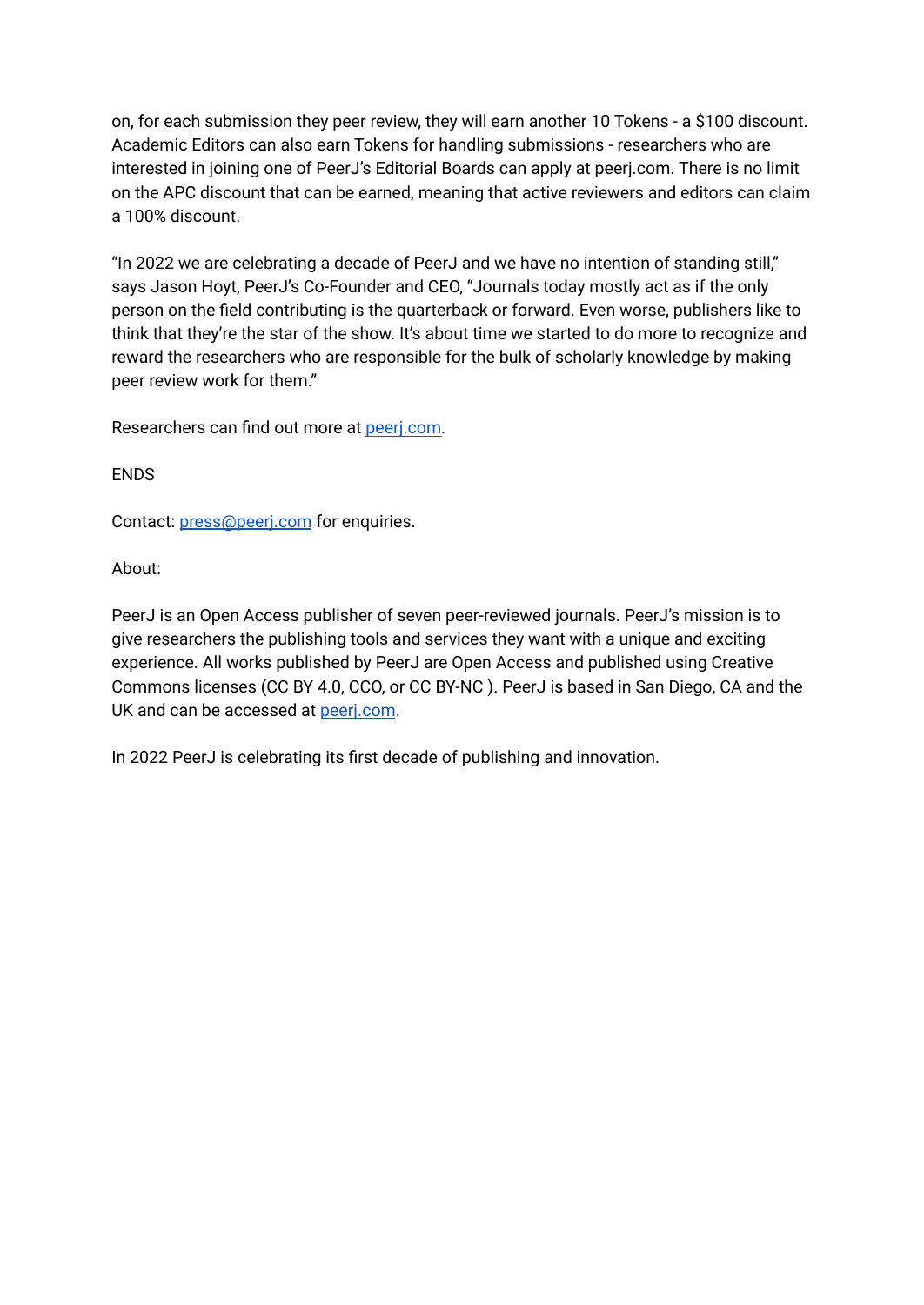on, for each submission they peer review, they will earn another 10 Tokens - a $100 discount. Academic Editors can also earn Tokens for handling submissions - researchers who are interested in joining one of PeerJ's Editorial Boards can apply at peerj.com. There is no limit on the APC discount that can be earned, meaning that active reviewers and editors can claim a 100% discount.

"In 2022 we are celebrating a decade of PeerJ and we have no intention of standing still," says Jason Hoyt, PeerJ's Co-Founder and CEO, "Journals today mostly act as if the only person on the field contributing is the quarterback or forward. Even worse, publishers like to think that they're the star of the show. It's about time we started to do more to recognize and reward the researchers who are responsible for the bulk of scholarly knowledge by making peer review work for them."

Researchers can find out more at [peerj.com](https://peerj.com).

ENDS

Contact: [press@peerj.com](mailto:press@peerj.com) for enquiries.

About:

PeerJ is an Open Access publisher of seven peer-reviewed journals. PeerJ's mission is to give researchers the publishing tools and services they want with a unique and exciting experience. All works published by PeerJ are Open Access and published using Creative Commons licenses (CC BY 4.0, CCO, or CC BY-NC ). PeerJ is based in San Diego, CA and the UK and can be accessed at [peerj.com](https://peerj.com).

In 2022 PeerJ is celebrating its first decade of publishing and innovation.